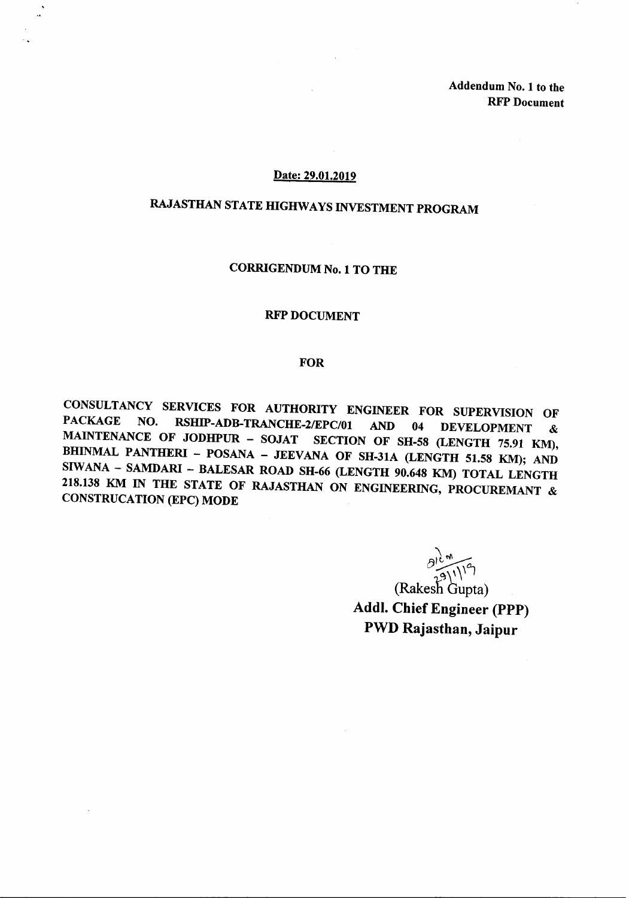**Addendum No. 1 to the**
**RFP Document**

**Date: 29.01.2019**

# RAJASTHAN STATE HIGHWAYS INVESTMENT PROGRAM

## CORRIGENDUM No. 1 TO THE

## RFP DOCUMENT

## FOR

**CONSULTANCY SERVICES FOR AUTHORITY ENGINEER FOR SUPERVISION OF PACKAGE NO. RSHIP-ADB-TRANCHE-2/EPC/01 AND 04 DEVELOPMENT & MAINTENANCE OF JODHPUR – SOJAT SECTION OF SH-58 (LENGTH 75.91 KM), BHINMAL PANTHERI – POSANA – JEEVANA OF SH-31A (LENGTH 51.58 KM); AND SIWANA – SAMDARI – BALESAR ROAD SH-66 (LENGTH 90.648 KM) TOTAL LENGTH 218.138 KM IN THE STATE OF RAJASTHAN ON ENGINEERING, PROCUREMANT & CONSTRUCATION (EPC) MODE**

29/1/19

(Rakesh Gupta)
**Addl. Chief Engineer (PPP)**
**PWD Rajasthan, Jaipur**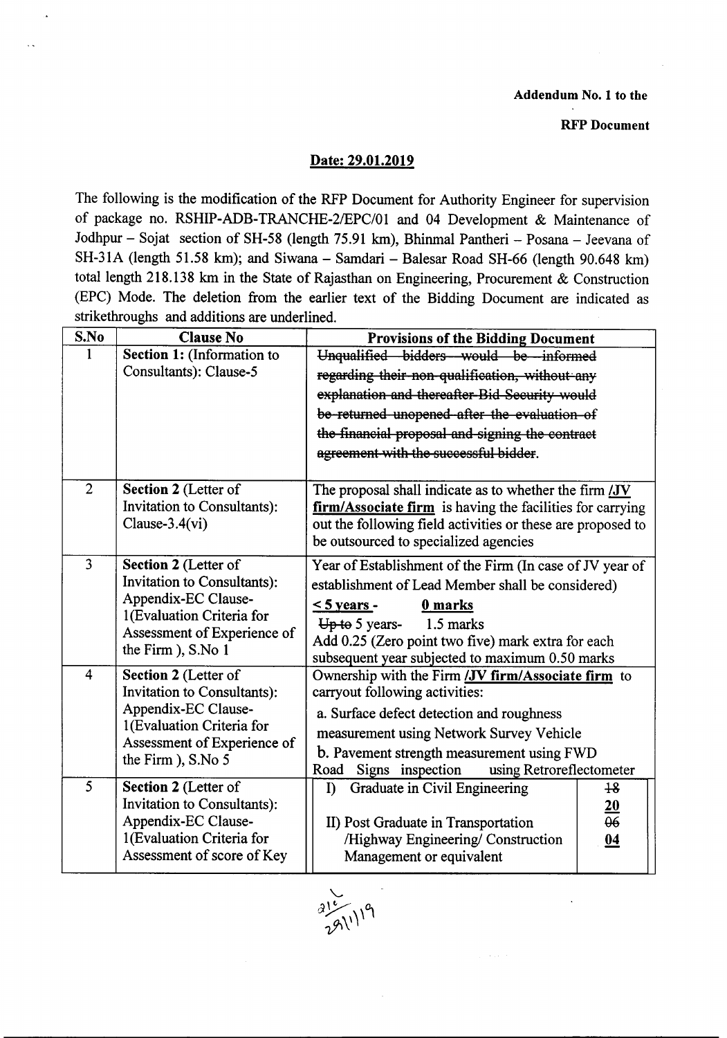**Addendum No. 1 to the**

**RFP Document**

**Date: 29.01.2019**

The following is the modification of the RFP Document for Authority Engineer for supervision of package no. RSHIP-ADB-TRANCHE-2/EPC/01 and 04 Development & Maintenance of Jodhpur – Sojat section of SH-58 (length 75.91 km), Bhinmal Pantheri – Posana – Jeevana of SH-31A (length 51.58 km); and Siwana – Samdari – Balesar Road SH-66 (length 90.648 km) total length 218.138 km in the State of Rajasthan on Engineering, Procurement & Construction (EPC) Mode. The deletion from the earlier text of the Bidding Document are indicated as strikethroughs and additions are underlined.

| S.No | Clause No | Provisions of the Bidding Document |
|---|---|---|
| 1 | **Section 1:** (Information to Consultants): Clause-5 | ~~Unqualified bidders would be informed regarding their non-qualification, without any explanation and thereafter Bid Security would be returned unopened after the evaluation of the financial proposal and signing the contract agreement with the successful bidder.~~ |
| 2 | **Section 2** (Letter of Invitation to Consultants): Clause-3.4(vi) | The proposal shall indicate as to whether the firm <u>**/JV firm/Associate firm**</u> is having the facilities for carrying out the following field activities or these are proposed to be outsourced to specialized agencies |
| 3 | **Section 2** (Letter of Invitation to Consultants): Appendix-EC Clause-1(Evaluation Criteria for Assessment of Experience of the Firm ), S.No 1 | Year of Establishment of the Firm (In case of JV year of establishment of Lead Member shall be considered)<br><u>**≤ 5 years - 0 marks**</u><br>~~Up to~~ 5 years- 1.5 marks<br>Add 0.25 (Zero point two five) mark extra for each subsequent year subjected to maximum 0.50 marks |
| 4 | **Section 2** (Letter of Invitation to Consultants): Appendix-EC Clause-1(Evaluation Criteria for Assessment of Experience of the Firm ), S.No 5 | Ownership with the Firm <u>**/JV firm/Associate firm**</u> to carryout following activities:<br>a. Surface defect detection and roughness measurement using Network Survey Vehicle<br>b. Pavement strength measurement using FWD<br>Road Signs inspection using Retroreflectometer |
| 5 | **Section 2** (Letter of Invitation to Consultants): Appendix-EC Clause-1(Evaluation Criteria for Assessment of score of Key | I) Graduate in Civil Engineering — ~~18~~ <u>**20**</u><br>II) Post Graduate in Transportation /Highway Engineering/ Construction Management or equivalent — ~~06~~ <u>**04**</u> |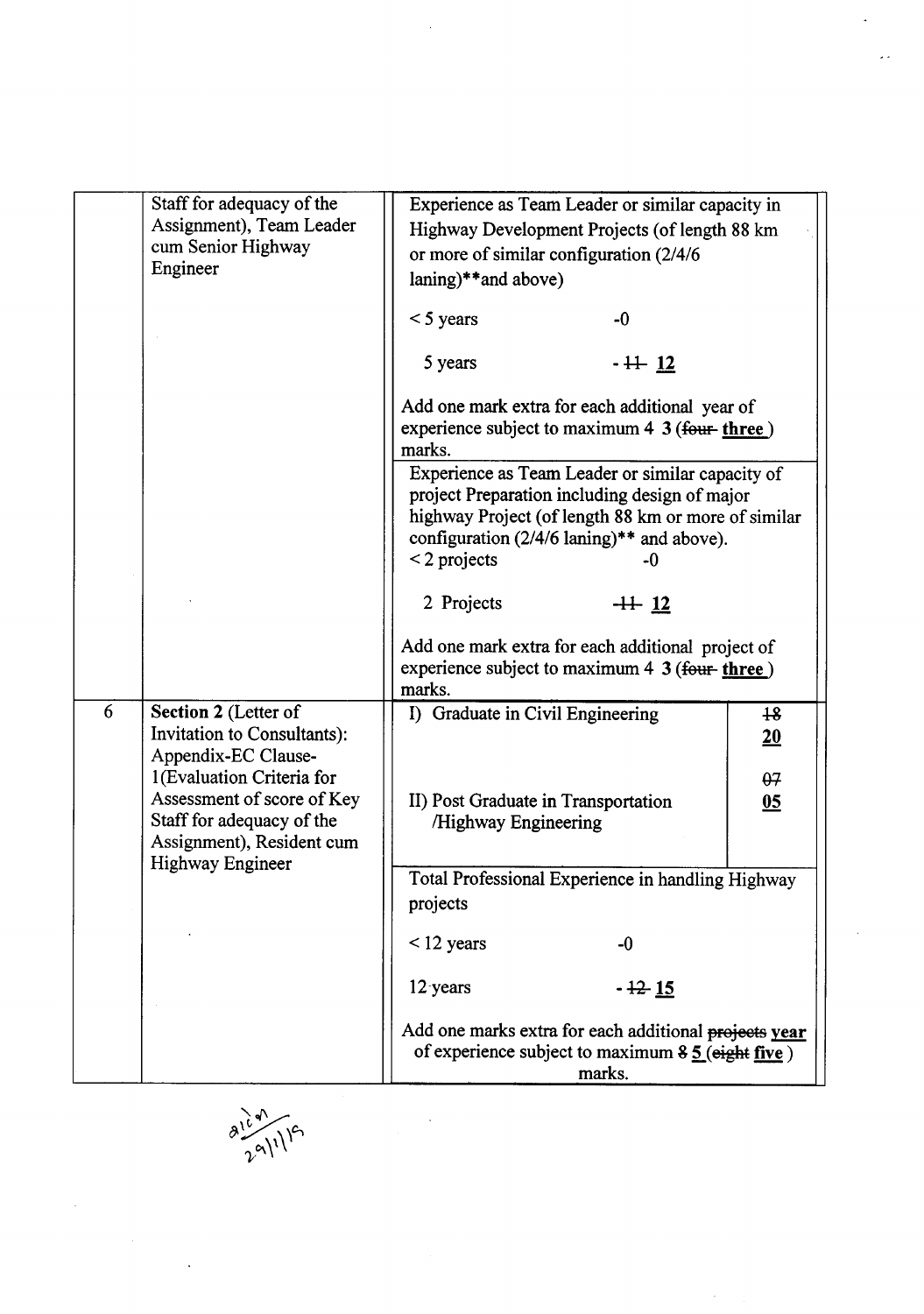|  | Staff for adequacy of the Assignment), Team Leader cum Senior Highway Engineer | Experience as Team Leader or similar capacity in Highway Development Projects (of length 88 km or more of similar configuration (2/4/6 laning)**and above)<br><br>< 5 years -0<br><br>5 years - ~~11~~ **12**<br><br>Add one mark extra for each additional year of experience subject to maximum 4 3 (~~four~~ **three** ) marks. | |
|---|---|---|---|
|  |  | Experience as Team Leader or similar capacity of project Preparation including design of major highway Project (of length 88 km or more of similar configuration (2/4/6 laning)** and above).<br>< 2 projects -0<br><br>2 Projects ~~11~~ **12**<br><br>Add one mark extra for each additional project of experience subject to maximum 4 3 (~~four~~ **three** ) marks. | |
| 6 | **Section 2** (Letter of Invitation to Consultants): Appendix-EC Clause-1(Evaluation Criteria for Assessment of score of Key Staff for adequacy of the Assignment), Resident cum Highway Engineer | I) Graduate in Civil Engineering<br><br>II) Post Graduate in Transportation /Highway Engineering | ~~18~~ **20**<br><br>~~07~~ **05** |
|  |  | Total Professional Experience in handling Highway projects<br><br>< 12 years -0<br><br>12 years - ~~12~~ **15**<br><br>Add one marks extra for each additional ~~projects~~ **year** of experience subject to maximum ~~8~~ **5** (~~eight~~ **five** ) marks. | |

आलोक 29/1/15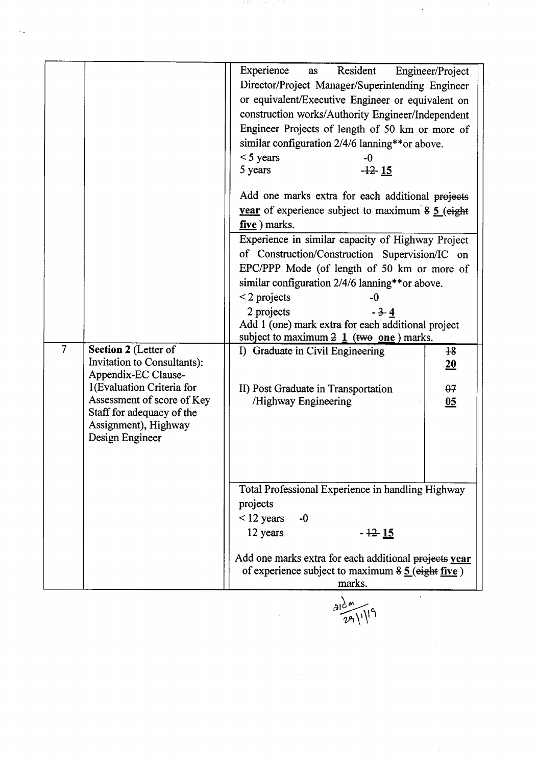| | | | |
|---|---|---|---|
| | | Experience as Resident Engineer/Project Director/Project Manager/Superintending Engineer or equivalent/Executive Engineer or equivalent on construction works/Authority Engineer/Independent Engineer Projects of length of 50 km or more of similar configuration 2/4/6 lanning**or above.<br>< 5 years -0<br>5 years ~~-12~~ **15**<br><br>Add one marks extra for each additional ~~projects~~ **year** of experience subject to maximum ~~8~~ **5** (~~eight~~ **five** ) marks. | |
| | | Experience in similar capacity of Highway Project of Construction/Construction Supervision/IC on EPC/PPP Mode (of length of 50 km or more of similar configuration 2/4/6 lanning**or above.<br>< 2 projects -0<br>2 projects - ~~3~~ **4**<br>Add 1 (one) mark extra for each additional project subject to maximum ~~2~~ **1** (~~two~~ **one** ) marks. | |
| 7 | **Section 2** (Letter of Invitation to Consultants): Appendix-EC Clause-1(Evaluation Criteria for Assessment of score of Key Staff for adequacy of the Assignment), Highway Design Engineer | I) Graduate in Civil Engineering<br><br>II) Post Graduate in Transportation /Highway Engineering | ~~18~~ **20**<br><br>~~07~~ **05** |
| | | Total Professional Experience in handling Highway projects<br>< 12 years -0<br>12 years - ~~12~~ **15**<br><br>Add one marks extra for each additional ~~projects~~ **year** of experience subject to maximum ~~8~~ **5** (~~eight~~ **five** ) marks. | |

28/1/19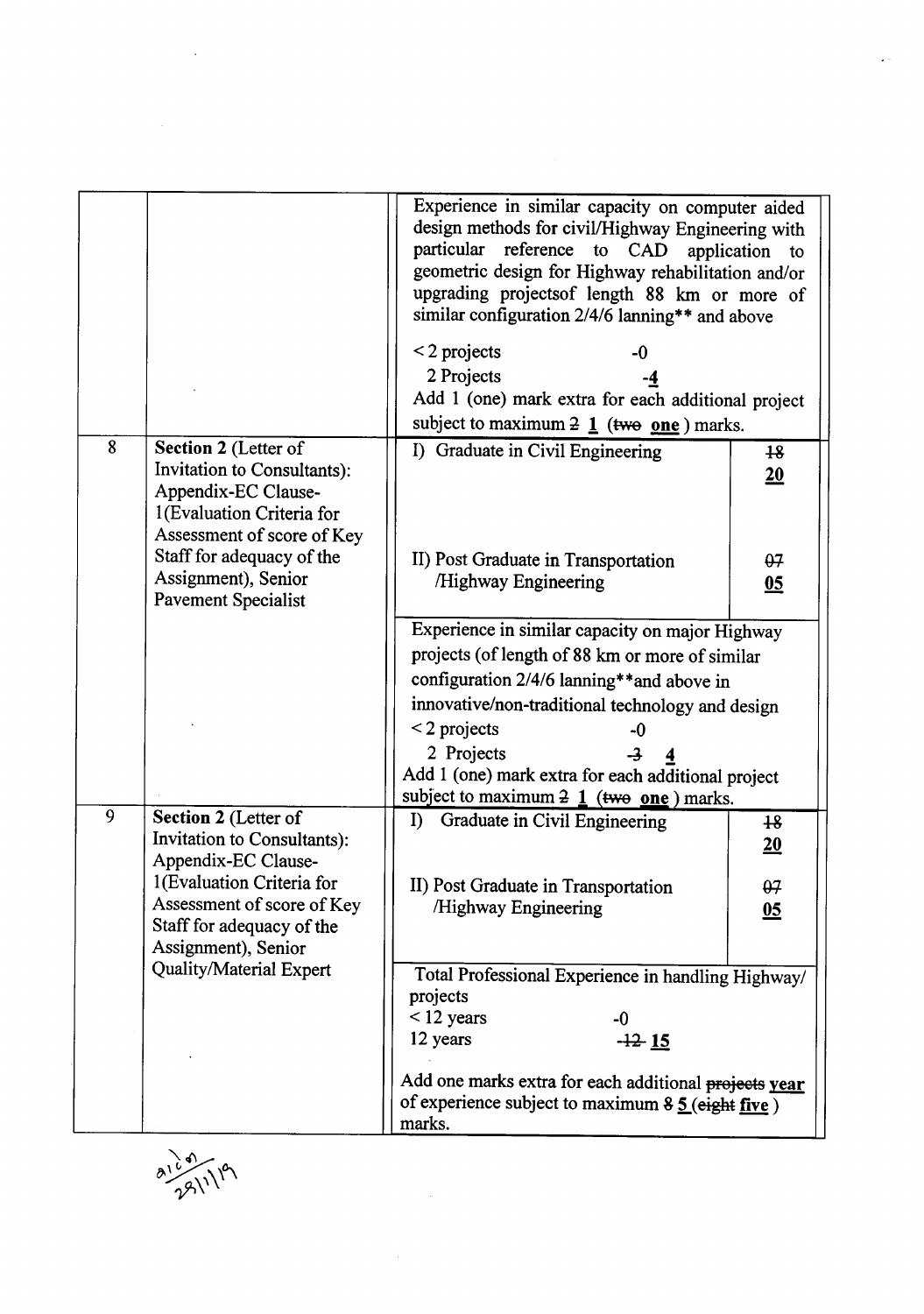| | | | |
|---|---|---|---|
| | | Experience in similar capacity on computer aided design methods for civil/Highway Engineering with particular reference to CAD application to geometric design for Highway rehabilitation and/or upgrading projectsof length 88 km or more of similar configuration 2/4/6 lanning** and above<br><br>< 2 projects -0<br>2 Projects -**4**<br>Add 1 (one) mark extra for each additional project subject to maximum ~~2~~ **1** (~~two~~ **one**) marks. | |
| 8 | **Section 2** (Letter of Invitation to Consultants): Appendix-EC Clause-1(Evaluation Criteria for Assessment of score of Key Staff for adequacy of the Assignment), Senior Pavement Specialist | I) Graduate in Civil Engineering<br><br>II) Post Graduate in Transportation /Highway Engineering | ~~18~~ **20**<br><br>~~07~~ **05** |
| | | Experience in similar capacity on major Highway projects (of length of 88 km or more of similar configuration 2/4/6 lanning**and above in innovative/non-traditional technology and design<br>< 2 projects -0<br>2 Projects ~~-3~~ **4**<br>Add 1 (one) mark extra for each additional project subject to maximum ~~2~~ **1** (~~two~~ **one**) marks. | |
| 9 | **Section 2** (Letter of Invitation to Consultants): Appendix-EC Clause-1(Evaluation Criteria for Assessment of score of Key Staff for adequacy of the Assignment), Senior Quality/Material Expert | I) Graduate in Civil Engineering<br><br>II) Post Graduate in Transportation /Highway Engineering | ~~18~~ **20**<br><br>~~07~~ **05** |
| | | Total Professional Experience in handling Highway/ projects<br>< 12 years -0<br>12 years ~~-12~~ **15**<br><br>Add one marks extra for each additional ~~projects~~ **year** of experience subject to maximum ~~8~~ **5** (~~eight~~ **five**) marks. | |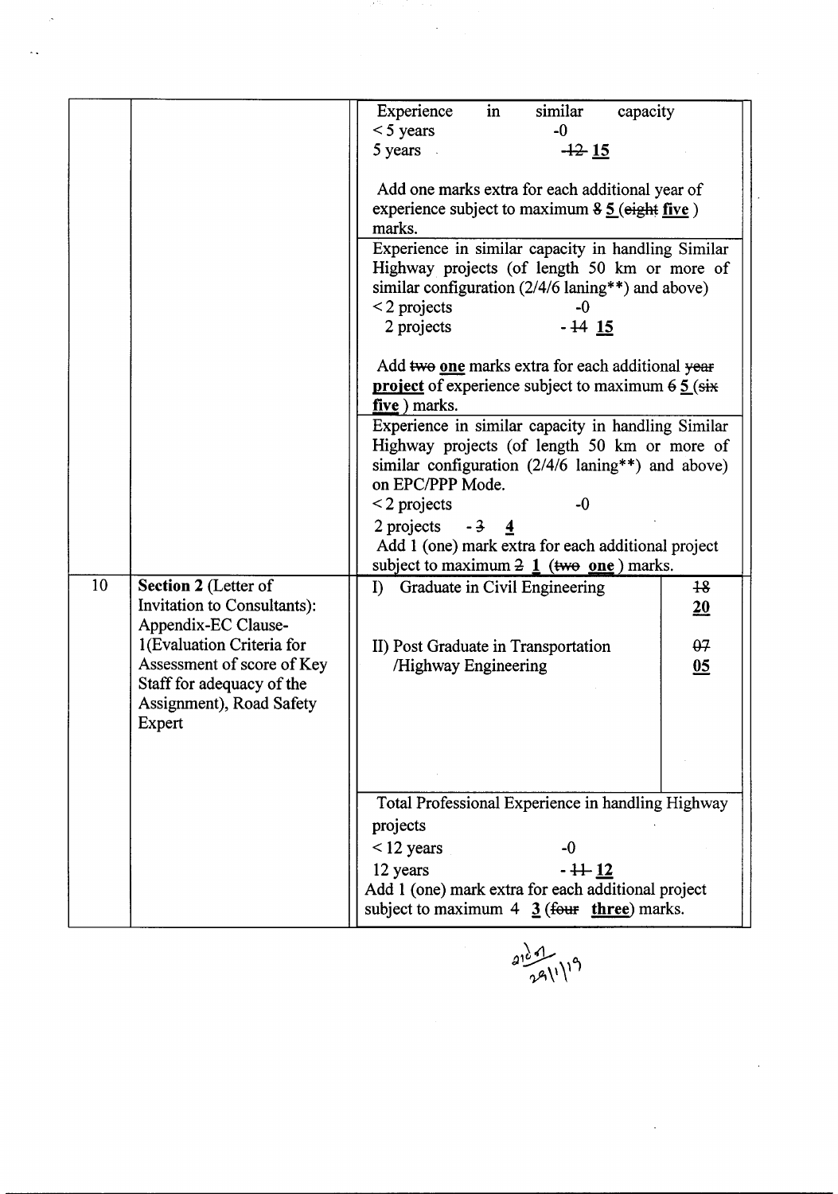|  |  |  |  |
|---|---|---|---|
|  |  | Experience in similar capacity<br>< 5 years -0<br>5 years ~~12~~ **15**<br><br>Add one marks extra for each additional year of experience subject to maximum ~~8~~ **5** (~~eight~~ **five**) marks. |  |
|  |  | Experience in similar capacity in handling Similar Highway projects (of length 50 km or more of similar configuration (2/4/6 laning**) and above)<br>< 2 projects -0<br>2 projects - ~~14~~ **15**<br><br>Add ~~two~~ **one** marks extra for each additional ~~year~~ **project** of experience subject to maximum ~~6~~ **5** (~~six~~ **five**) marks. |  |
|  |  | Experience in similar capacity in handling Similar Highway projects (of length 50 km or more of similar configuration (2/4/6 laning**) and above) on EPC/PPP Mode.<br>< 2 projects -0<br>2 projects - ~~3~~ **4**<br>Add 1 (one) mark extra for each additional project subject to maximum ~~2~~ **1** (~~two~~ **one**) marks. |  |
| 10 | **Section 2** (Letter of Invitation to Consultants): Appendix-EC Clause-1(Evaluation Criteria for Assessment of score of Key Staff for adequacy of the Assignment), Road Safety Expert | I) Graduate in Civil Engineering<br><br>II) Post Graduate in Transportation /Highway Engineering | ~~18~~ **20**<br><br>~~07~~ **05** |
|  |  | Total Professional Experience in handling Highway projects<br>< 12 years -0<br>12 years - ~~11~~ **12**<br>Add 1 (one) mark extra for each additional project subject to maximum ~~4~~ **3** (~~four~~ **three**) marks. |  |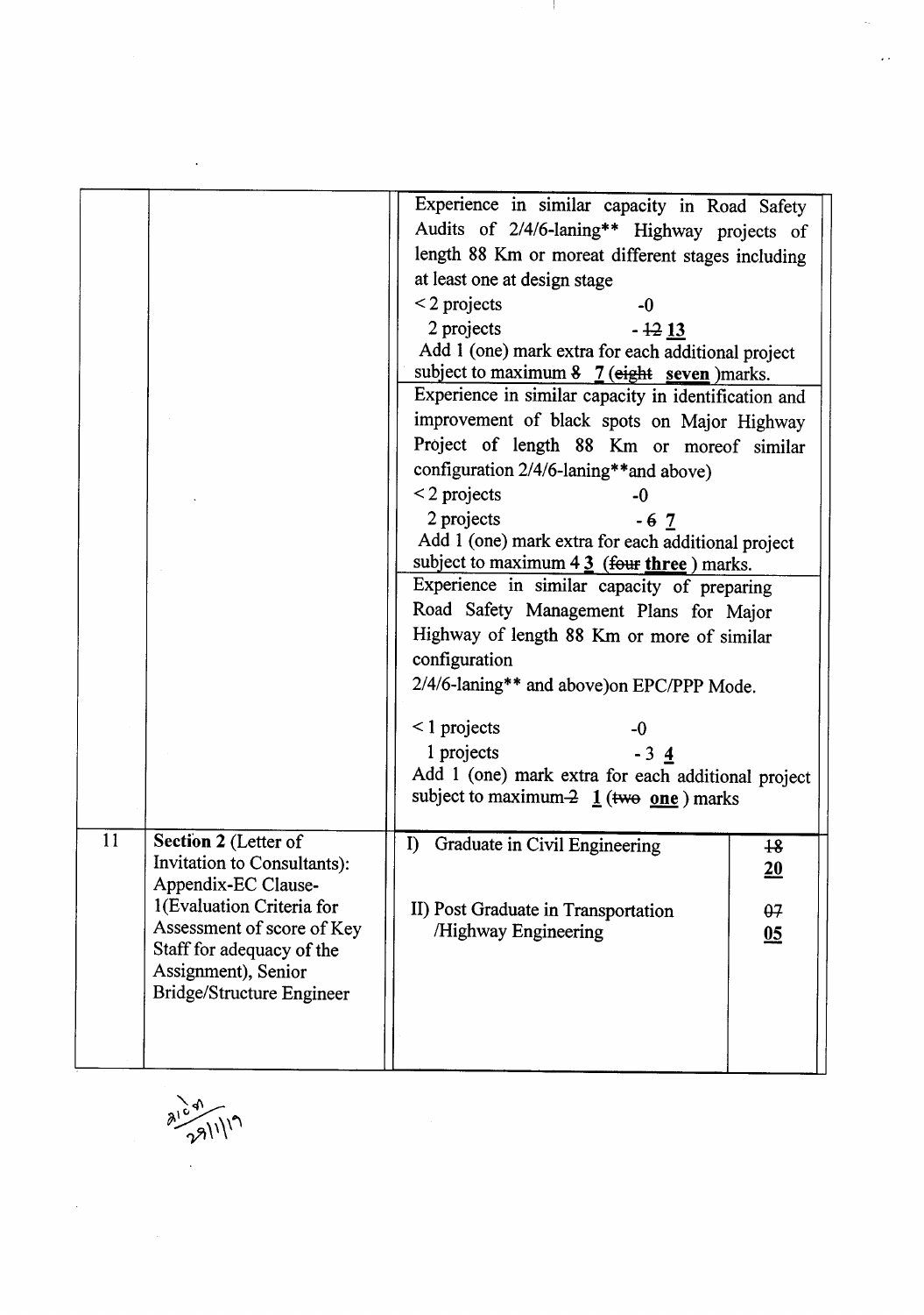| | | | |
|---|---|---|---|
| | | Experience in similar capacity in Road Safety Audits of 2/4/6-laning** Highway projects of length 88 Km or moreat different stages including at least one at design stage<br>< 2 projects -0<br>2 projects - ~~12~~ **13**<br>Add 1 (one) mark extra for each additional project subject to maximum ~~8~~ **7** (~~eight~~ **seven** )marks.<br>Experience in similar capacity in identification and improvement of black spots on Major Highway Project of length 88 Km or moreof similar configuration 2/4/6-laning**and above)<br>< 2 projects -0<br>2 projects - ~~6~~ **7**<br>Add 1 (one) mark extra for each additional project subject to maximum ~~4~~ **3** (~~four~~ **three** ) marks.<br>Experience in similar capacity of preparing Road Safety Management Plans for Major Highway of length 88 Km or more of similar configuration<br>2/4/6-laning** and above)on EPC/PPP Mode.<br>< 1 projects -0<br>1 projects - ~~3~~ **4**<br>Add 1 (one) mark extra for each additional project subject to maximum ~~2~~ **1** (~~two~~ **one** ) marks | |
| 11 | **Section 2** (Letter of Invitation to Consultants): Appendix-EC Clause-1(Evaluation Criteria for Assessment of score of Key Staff for adequacy of the Assignment), Senior Bridge/Structure Engineer | I) Graduate in Civil Engineering<br><br>II) Post Graduate in Transportation /Highway Engineering | ~~18~~ **20**<br><br>~~07~~ **05** |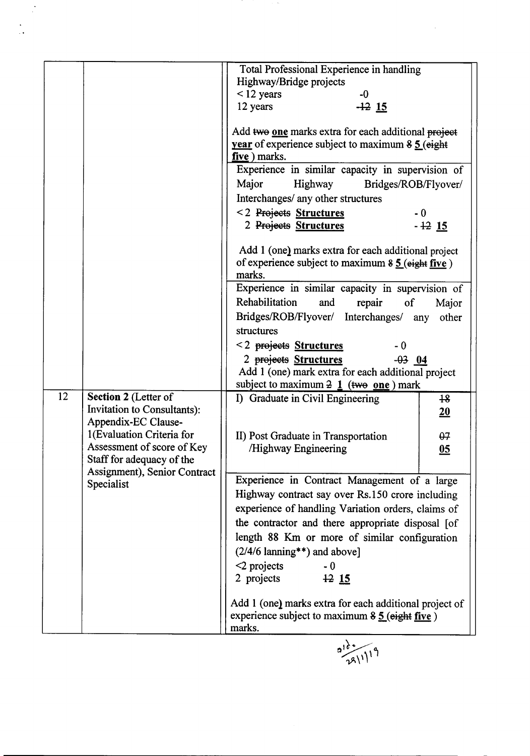| | | | |
|---|---|---|---|
| | | Total Professional Experience in handling Highway/Bridge projects<br>< 12 years -0<br>12 years ~~-12~~ **15**<br><br>Add ~~two~~ **one** marks extra for each additional ~~project~~ **year** of experience subject to maximum ~~8~~ **5** (~~eight~~ **five** ) marks. | |
| | | Experience in similar capacity in supervision of Major Highway Bridges/ROB/Flyover/ Interchanges/ any other structures<br>< 2 ~~Projects~~ **Structures** - 0<br>2 ~~Projects~~ **Structures** - ~~12~~ **15**<br><br>Add 1 (one) marks extra for each additional project of experience subject to maximum ~~8~~ **5** (~~eight~~ **five** ) marks. | |
| | | Experience in similar capacity in supervision of Rehabilitation and repair of Major Bridges/ROB/Flyover/ Interchanges/ any other structures<br>< 2 ~~projects~~ **Structures** - 0<br>2 ~~projects~~ **Structures** ~~-03~~ **04**<br>Add 1 (one) mark extra for each additional project subject to maximum ~~2~~ **1** (~~two~~ **one** ) mark | |
| 12 | **Section 2** (Letter of Invitation to Consultants): Appendix-EC Clause-1(Evaluation Criteria for Assessment of score of Key Staff for adequacy of the Assignment), Senior Contract Specialist | I) Graduate in Civil Engineering<br><br>II) Post Graduate in Transportation /Highway Engineering | ~~18~~ **20**<br><br>~~07~~ **05** |
| | | Experience in Contract Management of a large Highway contract say over Rs.150 crore including experience of handling Variation orders, claims of the contractor and there appropriate disposal [of length 88 Km or more of similar configuration (2/4/6 lanning**) and above]<br><2 projects - 0<br>2 projects ~~12~~ **15**<br><br>Add 1 (one) marks extra for each additional project of experience subject to maximum ~~8~~ **5** (~~eight~~ **five** ) marks. | |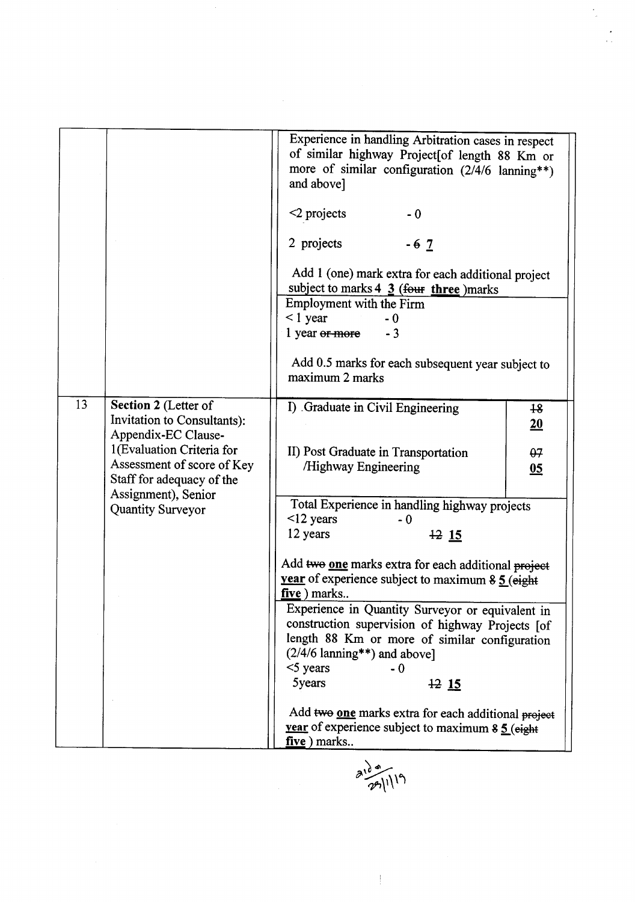| | | | |
|---|---|---|---|
| | | Experience in handling Arbitration cases in respect of similar highway Project[of length 88 Km or more of similar configuration (2/4/6 lanning**) and above]<br><br><2 projects - 0<br><br>2 projects - ~~6~~ **7**<br><br>Add 1 (one) mark extra for each additional project subject to marks ~~4~~ **3** (~~four~~ **three** )marks | |
| | | Employment with the Firm<br>< 1 year - 0<br>1 year ~~or more~~ - 3<br><br>Add 0.5 marks for each subsequent year subject to maximum 2 marks | |
| 13 | **Section 2** (Letter of Invitation to Consultants): Appendix-EC Clause-1(Evaluation Criteria for Assessment of score of Key Staff for adequacy of the Assignment), Senior Quantity Surveyor | I) .Graduate in Civil Engineering<br><br>II) Post Graduate in Transportation /Highway Engineering | ~~18~~ **20**<br><br>~~07~~ **05** |
| | | Total Experience in handling highway projects<br><12 years - 0<br>12 years ~~12~~ **15**<br><br>Add ~~two~~ **one** marks extra for each additional ~~project~~ **year** of experience subject to maximum ~~8~~ **5** (~~eight~~ **five** ) marks.. | |
| | | Experience in Quantity Surveyor or equivalent in construction supervision of highway Projects [of length 88 Km or more of similar configuration (2/4/6 lanning**) and above]<br><5 years - 0<br>5years ~~12~~ **15**<br><br>Add ~~two~~ **one** marks extra for each additional ~~project~~ **year** of experience subject to maximum ~~8~~ **5** (~~eight~~ **five** ) marks.. | |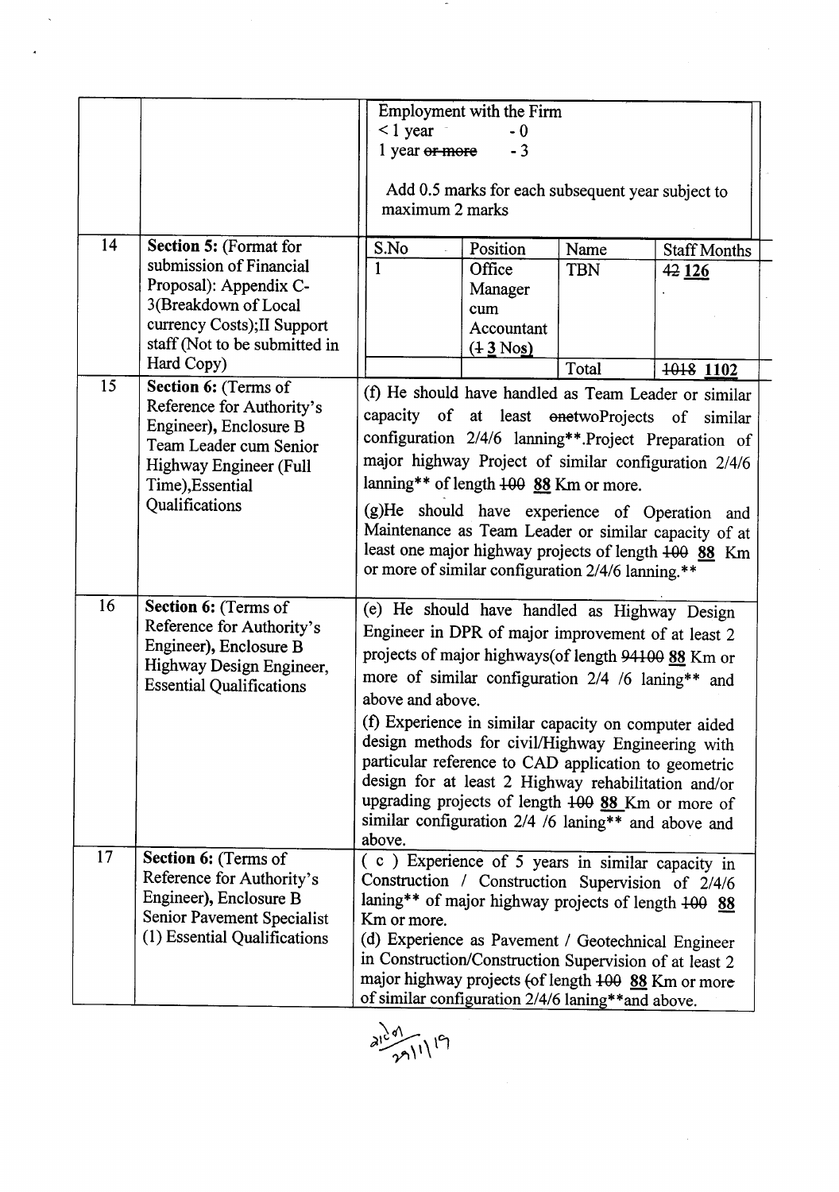| | | Employment with the Firm<br>< 1 year - 0<br>1 year ~~or more~~ - 3<br><br>Add 0.5 marks for each subsequent year subject to maximum 2 marks |
|---|---|---|
| 14 | **Section 5:** (Format for submission of Financial Proposal): Appendix C-3(Breakdown of Local currency Costs);II Support staff (Not to be submitted in Hard Copy) | S.No: 1 / Position: Office Manager cum Accountant (~~1~~ **3** Nos) / Name: TBN / Staff Months: ~~42~~ **126**<br>Total: ~~1018~~ **1102** |
| 15 | **Section 6:** (Terms of Reference for Authority's Engineer), Enclosure B Team Leader cum Senior Highway Engineer (Full Time),Essential Qualifications | (f) He should have handled as Team Leader or similar capacity of at least ~~one~~twoProjects of similar configuration 2/4/6 lanning**.Project Preparation of major highway Project of similar configuration 2/4/6 lanning** of length ~~100~~ **88** Km or more.<br><br>(g)He should have experience of Operation and Maintenance as Team Leader or similar capacity of at least one major highway projects of length ~~100~~ **88** Km or more of similar configuration 2/4/6 lanning.** |
| 16 | **Section 6:** (Terms of Reference for Authority's Engineer), Enclosure B Highway Design Engineer, Essential Qualifications | (e) He should have handled as Highway Design Engineer in DPR of major improvement of at least 2 projects of major highways(of length ~~94100~~ **88** Km or more of similar configuration 2/4 /6 laning** and above and above.<br><br>(f) Experience in similar capacity on computer aided design methods for civil/Highway Engineering with particular reference to CAD application to geometric design for at least 2 Highway rehabilitation and/or upgrading projects of length ~~100~~ **88** Km or more of similar configuration 2/4 /6 laning** and above and above. |
| 17 | **Section 6:** (Terms of Reference for Authority's Engineer), Enclosure B Senior Pavement Specialist (1) Essential Qualifications | ( c ) Experience of 5 years in similar capacity in Construction / Construction Supervision of 2/4/6 laning** of major highway projects of length ~~100~~ **88** Km or more.<br><br>(d) Experience as Pavement / Geotechnical Engineer in Construction/Construction Supervision of at least 2 major highway projects ~~(~~of length ~~100~~ **88** Km or more of similar configuration 2/4/6 laning**and above. |

29/11/19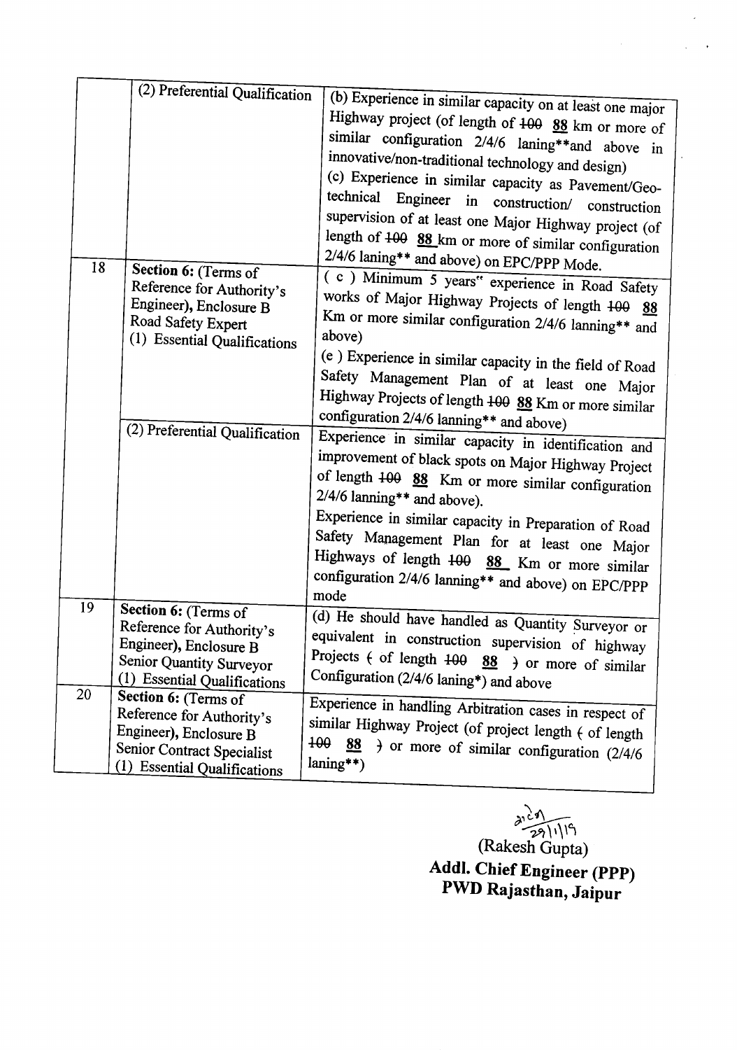| | | |
|---|---|---|
| | (2) Preferential Qualification | (b) Experience in similar capacity on at least one major Highway project (of length of ~~100~~ **88** km or more of similar configuration 2/4/6 laning**and above in innovative/non-traditional technology and design)<br>(c) Experience in similar capacity as Pavement/Geo-technical Engineer in construction/ construction supervision of at least one Major Highway project (of length of ~~100~~ **88** km or more of similar configuration 2/4/6 laning** and above) on EPC/PPP Mode. |
| 18 | **Section 6:** (Terms of Reference for Authority's Engineer), Enclosure B<br>Road Safety Expert<br>(1) Essential Qualifications | ( c ) Minimum 5 years" experience in Road Safety works of Major Highway Projects of length ~~100~~ **88** Km or more similar configuration 2/4/6 lanning** and above)<br>(e ) Experience in similar capacity in the field of Road Safety Management Plan of at least one Major Highway Projects of length ~~100~~ **88** Km or more similar configuration 2/4/6 lanning** and above) |
| | (2) Preferential Qualification | Experience in similar capacity in identification and improvement of black spots on Major Highway Project of length ~~100~~ **88** Km or more similar configuration 2/4/6 lanning** and above).<br>Experience in similar capacity in Preparation of Road Safety Management Plan for at least one Major Highways of length ~~100~~ **88** Km or more similar configuration 2/4/6 lanning** and above) on EPC/PPP mode |
| 19 | **Section 6:** (Terms of Reference for Authority's Engineer), Enclosure B<br>Senior Quantity Surveyor<br>(1) Essential Qualifications | (d) He should have handled as Quantity Surveyor or equivalent in construction supervision of highway Projects ( of length ~~100~~ **88** ) or more of similar Configuration (2/4/6 laning*) and above |
| 20 | **Section 6:** (Terms of Reference for Authority's Engineer), Enclosure B<br>Senior Contract Specialist<br>(1) Essential Qualifications | Experience in handling Arbitration cases in respect of similar Highway Project (of project length ( of length ~~100~~ **88** ) or more of similar configuration (2/4/6 laning**) |

29/1/19

(Rakesh Gupta)

**Addl. Chief Engineer (PPP)**

**PWD Rajasthan, Jaipur**